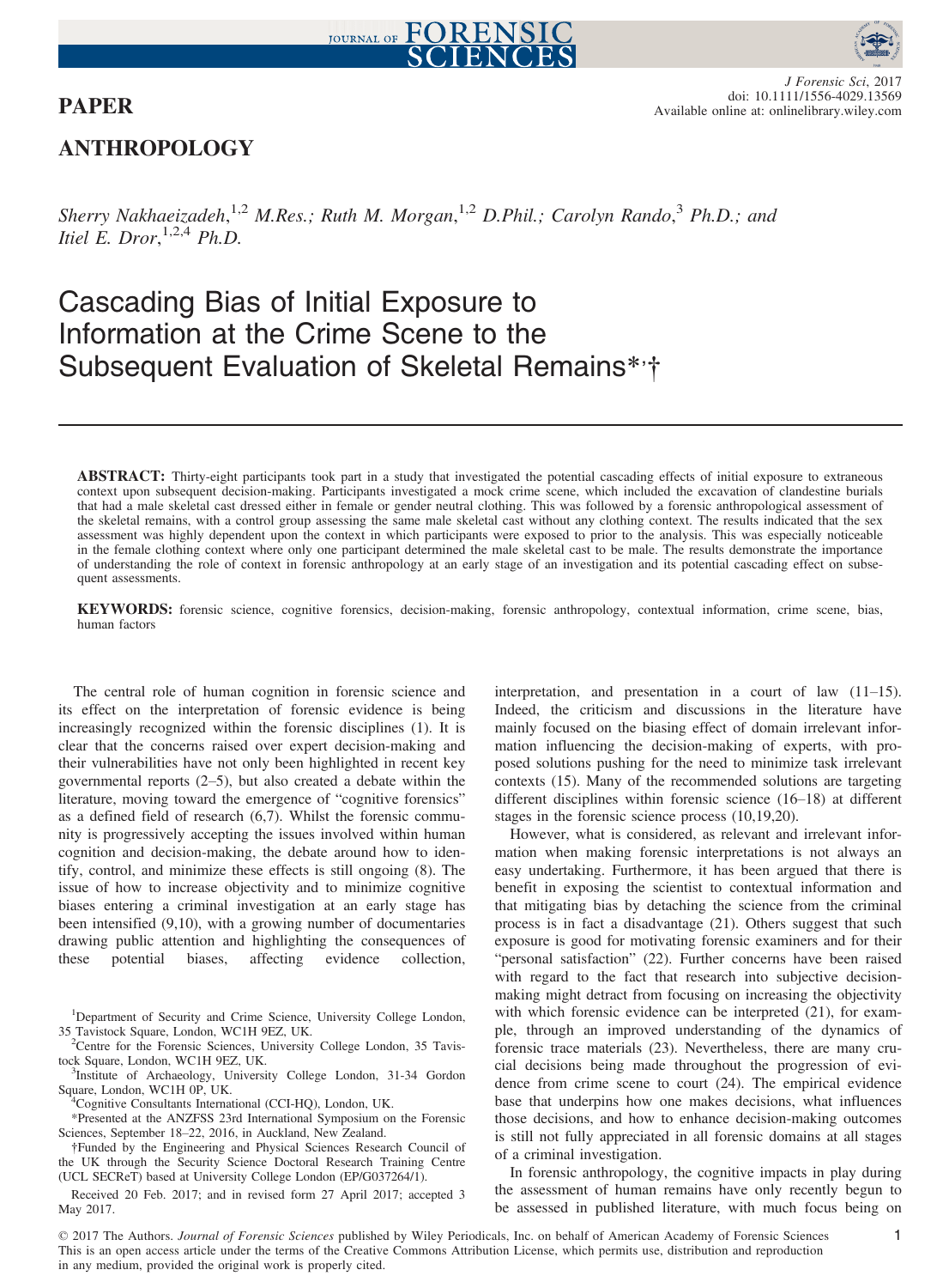# PAPER

## ANTHROPOLOGY

*Sherry Nakhaeizadeh,*[1,2] *M.Res.; Ruth M. Morgan,*[1,2] *D.Phil.; Carolyn Rando,*[3] *Ph.D.; and Itiel E. Dror,*[1,2,4] *Ph.D.*

# Cascading Bias of Initial Exposure to Information at the Crime Scene to the Subsequent Evaluation of Skeletal Remains*,†

**ABSTRACT:** Thirty-eight participants took part in a study that investigated the potential cascading effects of initial exposure to extraneous context upon subsequent decision-making. Participants investigated a mock crime scene, which included the excavation of clandestine burials that had a male skeletal cast dressed either in female or gender neutral clothing. This was followed by a forensic anthropological assessment of the skeletal remains, with a control group assessing the same male skeletal cast without any clothing context. The results indicated that the sex assessment was highly dependent upon the context in which participants were exposed to prior to the analysis. This was especially noticeable in the female clothing context where only one participant determined the male skeletal cast to be male. The results demonstrate the importance of understanding the role of context in forensic anthropology at an early stage of an investigation and its potential cascading effect on subsequent assessments.

**KEYWORDS:** forensic science, cognitive forensics, decision-making, forensic anthropology, contextual information, crime scene, bias, human factors

The central role of human cognition in forensic science and its effect on the interpretation of forensic evidence is being increasingly recognized within the forensic disciplines (1). It is clear that the concerns raised over expert decision-making and their vulnerabilities have not only been highlighted in recent key governmental reports (2–5), but also created a debate within the literature, moving toward the emergence of "cognitive forensics" as a defined field of research (6,7). Whilst the forensic community is progressively accepting the issues involved within human cognition and decision-making, the debate around how to identify, control, and minimize these effects is still ongoing (8). The issue of how to increase objectivity and to minimize cognitive biases entering a criminal investigation at an early stage has been intensified (9,10), with a growing number of documentaries drawing public attention and highlighting the consequences of these potential biases, affecting evidence collection, interpretation, and presentation in a court of law (11–15). Indeed, the criticism and discussions in the literature have mainly focused on the biasing effect of domain irrelevant information influencing the decision-making of experts, with proposed solutions pushing for the need to minimize task irrelevant contexts (15). Many of the recommended solutions are targeting different disciplines within forensic science (16–18) at different stages in the forensic science process (10,19,20).

However, what is considered, as relevant and irrelevant information when making forensic interpretations is not always an easy undertaking. Furthermore, it has been argued that there is benefit in exposing the scientist to contextual information and that mitigating bias by detaching the science from the criminal process is in fact a disadvantage (21). Others suggest that such exposure is good for motivating forensic examiners and for their "personal satisfaction" (22). Further concerns have been raised with regard to the fact that research into subjective decision-making might detract from focusing on increasing the objectivity with which forensic evidence can be interpreted (21), for example, through an improved understanding of the dynamics of forensic trace materials (23). Nevertheless, there are many crucial decisions being made throughout the progression of evidence from crime scene to court (24). The empirical evidence base that underpins how one makes decisions, what influences those decisions, and how to enhance decision-making outcomes is still not fully appreciated in all forensic domains at all stages of a criminal investigation.

In forensic anthropology, the cognitive impacts in play during the assessment of human remains have only recently begun to be assessed in published literature, with much focus being on

[1]Department of Security and Crime Science, University College London, 35 Tavistock Square, London, WC1H 9EZ, UK.

[2]Centre for the Forensic Sciences, University College London, 35 Tavistock Square, London, WC1H 9EZ, UK.

[3]Institute of Archaeology, University College London, 31-34 Gordon Square, London, WC1H 0P, UK.

[4]Cognitive Consultants International (CCI-HQ), London, UK.

*Presented at the ANZFSS 23rd International Symposium on the Forensic Sciences, September 18–22, 2016, in Auckland, New Zealand.

†Funded by the Engineering and Physical Sciences Research Council of the UK through the Security Science Doctoral Research Training Centre (UCL SECReT) based at University College London (EP/G037264/1).

Received 20 Feb. 2017; and in revised form 27 April 2017; accepted 3 May 2017.

© 2017 The Authors. *Journal of Forensic Sciences* published by Wiley Periodicals, Inc. on behalf of American Academy of Forensic Sciences
This is an open access article under the terms of the Creative Commons Attribution License, which permits use, distribution and reproduction in any medium, provided the original work is properly cited.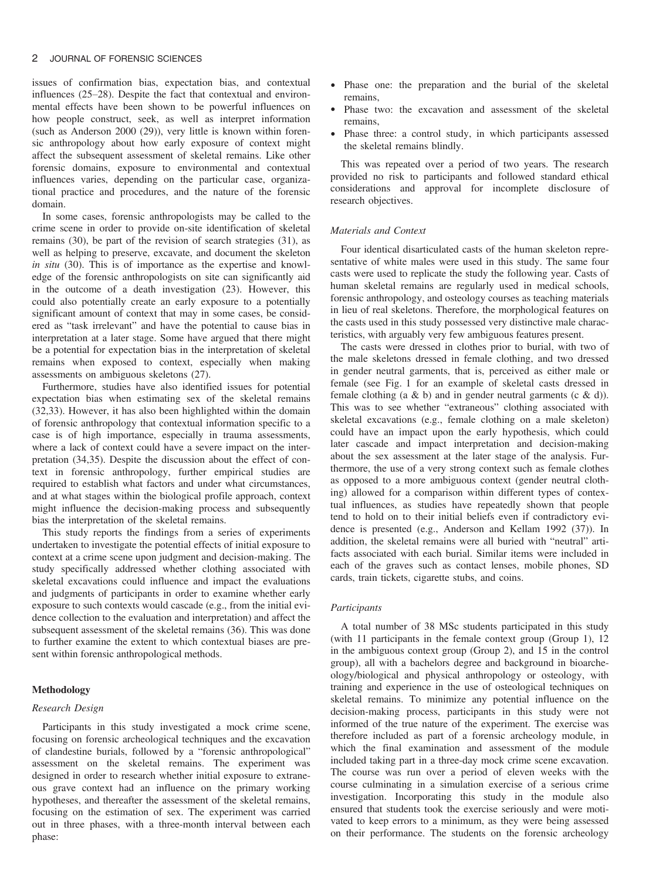issues of confirmation bias, expectation bias, and contextual influences (25–28). Despite the fact that contextual and environmental effects have been shown to be powerful influences on how people construct, seek, as well as interpret information (such as Anderson 2000 (29)), very little is known within forensic anthropology about how early exposure of context might affect the subsequent assessment of skeletal remains. Like other forensic domains, exposure to environmental and contextual influences varies, depending on the particular case, organizational practice and procedures, and the nature of the forensic domain.

In some cases, forensic anthropologists may be called to the crime scene in order to provide on-site identification of skeletal remains (30), be part of the revision of search strategies (31), as well as helping to preserve, excavate, and document the skeleton *in situ* (30). This is of importance as the expertise and knowledge of the forensic anthropologists on site can significantly aid in the outcome of a death investigation (23). However, this could also potentially create an early exposure to a potentially significant amount of context that may in some cases, be considered as "task irrelevant" and have the potential to cause bias in interpretation at a later stage. Some have argued that there might be a potential for expectation bias in the interpretation of skeletal remains when exposed to context, especially when making assessments on ambiguous skeletons (27).

Furthermore, studies have also identified issues for potential expectation bias when estimating sex of the skeletal remains (32,33). However, it has also been highlighted within the domain of forensic anthropology that contextual information specific to a case is of high importance, especially in trauma assessments, where a lack of context could have a severe impact on the interpretation (34,35). Despite the discussion about the effect of context in forensic anthropology, further empirical studies are required to establish what factors and under what circumstances, and at what stages within the biological profile approach, context might influence the decision-making process and subsequently bias the interpretation of the skeletal remains.

This study reports the findings from a series of experiments undertaken to investigate the potential effects of initial exposure to context at a crime scene upon judgment and decision-making. The study specifically addressed whether clothing associated with skeletal excavations could influence and impact the evaluations and judgments of participants in order to examine whether early exposure to such contexts would cascade (e.g., from the initial evidence collection to the evaluation and interpretation) and affect the subsequent assessment of the skeletal remains (36). This was done to further examine the extent to which contextual biases are present within forensic anthropological methods.

## Methodology

### *Research Design*

Participants in this study investigated a mock crime scene, focusing on forensic archeological techniques and the excavation of clandestine burials, followed by a "forensic anthropological" assessment on the skeletal remains. The experiment was designed in order to research whether initial exposure to extraneous grave context had an influence on the primary working hypotheses, and thereafter the assessment of the skeletal remains, focusing on the estimation of sex. The experiment was carried out in three phases, with a three-month interval between each phase:

- Phase one: the preparation and the burial of the skeletal remains,
- Phase two: the excavation and assessment of the skeletal remains,
- Phase three: a control study, in which participants assessed the skeletal remains blindly.

This was repeated over a period of two years. The research provided no risk to participants and followed standard ethical considerations and approval for incomplete disclosure of research objectives.

### *Materials and Context*

Four identical disarticulated casts of the human skeleton representative of white males were used in this study. The same four casts were used to replicate the study the following year. Casts of human skeletal remains are regularly used in medical schools, forensic anthropology, and osteology courses as teaching materials in lieu of real skeletons. Therefore, the morphological features on the casts used in this study possessed very distinctive male characteristics, with arguably very few ambiguous features present.

The casts were dressed in clothes prior to burial, with two of the male skeletons dressed in female clothing, and two dressed in gender neutral garments, that is, perceived as either male or female (see Fig. 1 for an example of skeletal casts dressed in female clothing (a & b) and in gender neutral garments (c & d)). This was to see whether "extraneous" clothing associated with skeletal excavations (e.g., female clothing on a male skeleton) could have an impact upon the early hypothesis, which could later cascade and impact interpretation and decision-making about the sex assessment at the later stage of the analysis. Furthermore, the use of a very strong context such as female clothes as opposed to a more ambiguous context (gender neutral clothing) allowed for a comparison within different types of contextual influences, as studies have repeatedly shown that people tend to hold on to their initial beliefs even if contradictory evidence is presented (e.g., Anderson and Kellam 1992 (37)). In addition, the skeletal remains were all buried with "neutral" artifacts associated with each burial. Similar items were included in each of the graves such as contact lenses, mobile phones, SD cards, train tickets, cigarette stubs, and coins.

### *Participants*

A total number of 38 MSc students participated in this study (with 11 participants in the female context group (Group 1), 12 in the ambiguous context group (Group 2), and 15 in the control group), all with a bachelors degree and background in bioarcheology/biological and physical anthropology or osteology, with training and experience in the use of osteological techniques on skeletal remains. To minimize any potential influence on the decision-making process, participants in this study were not informed of the true nature of the experiment. The exercise was therefore included as part of a forensic archeology module, in which the final examination and assessment of the module included taking part in a three-day mock crime scene excavation. The course was run over a period of eleven weeks with the course culminating in a simulation exercise of a serious crime investigation. Incorporating this study in the module also ensured that students took the exercise seriously and were motivated to keep errors to a minimum, as they were being assessed on their performance. The students on the forensic archeology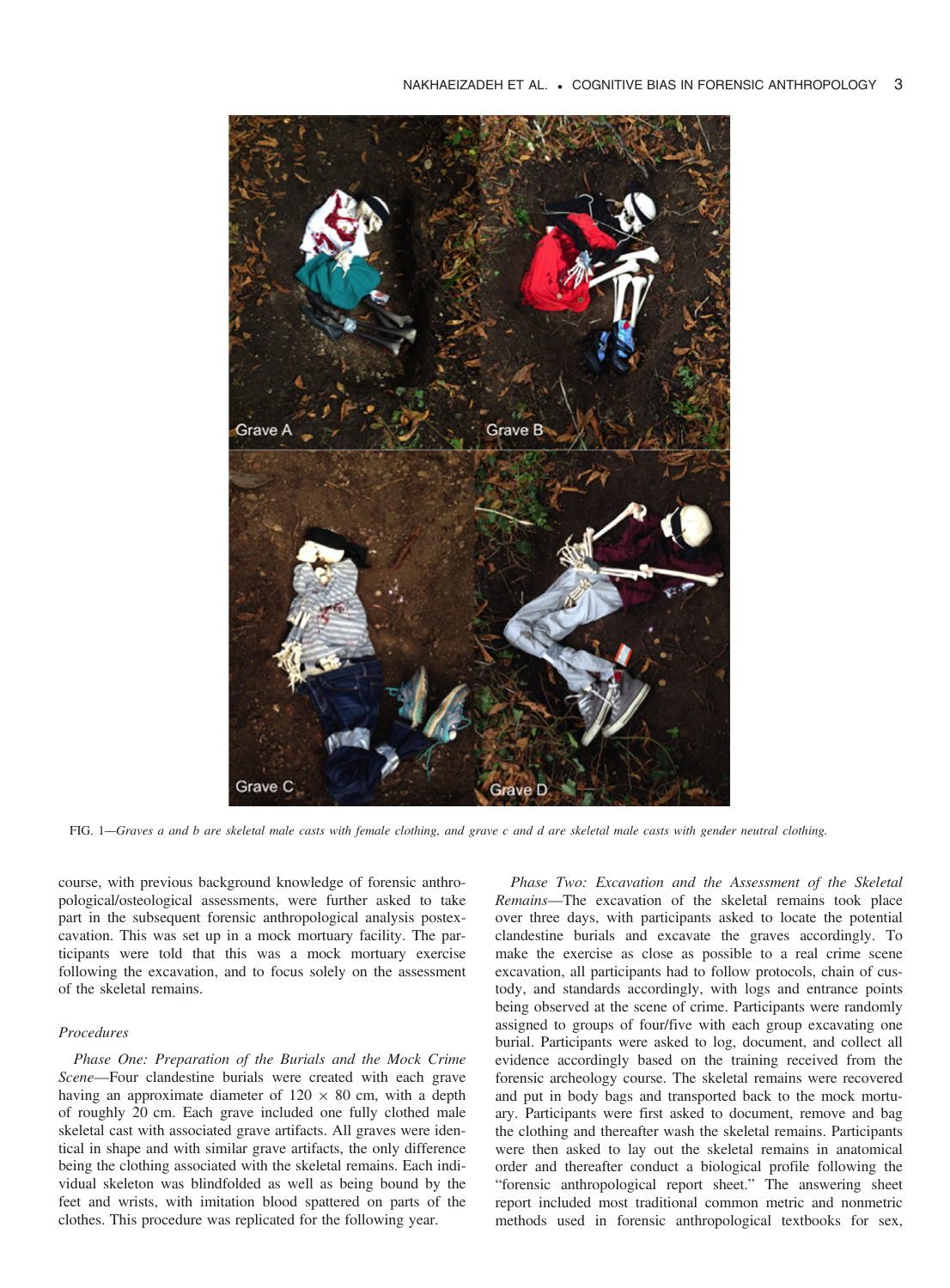FIG. 1—*Graves a and b are skeletal male casts with female clothing, and grave c and d are skeletal male casts with gender neutral clothing.*

course, with previous background knowledge of forensic anthropological/osteological assessments, were further asked to take part in the subsequent forensic anthropological analysis postexcavation. This was set up in a mock mortuary facility. The participants were told that this was a mock mortuary exercise following the excavation, and to focus solely on the assessment of the skeletal remains.

### *Procedures*

*Phase One: Preparation of the Burials and the Mock Crime Scene*—Four clandestine burials were created with each grave having an approximate diameter of 120 × 80 cm, with a depth of roughly 20 cm. Each grave included one fully clothed male skeletal cast with associated grave artifacts. All graves were identical in shape and with similar grave artifacts, the only difference being the clothing associated with the skeletal remains. Each individual skeleton was blindfolded as well as being bound by the feet and wrists, with imitation blood spattered on parts of the clothes. This procedure was replicated for the following year.

*Phase Two: Excavation and the Assessment of the Skeletal Remains*—The excavation of the skeletal remains took place over three days, with participants asked to locate the potential clandestine burials and excavate the graves accordingly. To make the exercise as close as possible to a real crime scene excavation, all participants had to follow protocols, chain of custody, and standards accordingly, with logs and entrance points being observed at the scene of crime. Participants were randomly assigned to groups of four/five with each group excavating one burial. Participants were asked to log, document, and collect all evidence accordingly based on the training received from the forensic archeology course. The skeletal remains were recovered and put in body bags and transported back to the mock mortuary. Participants were first asked to document, remove and bag the clothing and thereafter wash the skeletal remains. Participants were then asked to lay out the skeletal remains in anatomical order and thereafter conduct a biological profile following the "forensic anthropological report sheet." The answering sheet report included most traditional common metric and nonmetric methods used in forensic anthropological textbooks for sex,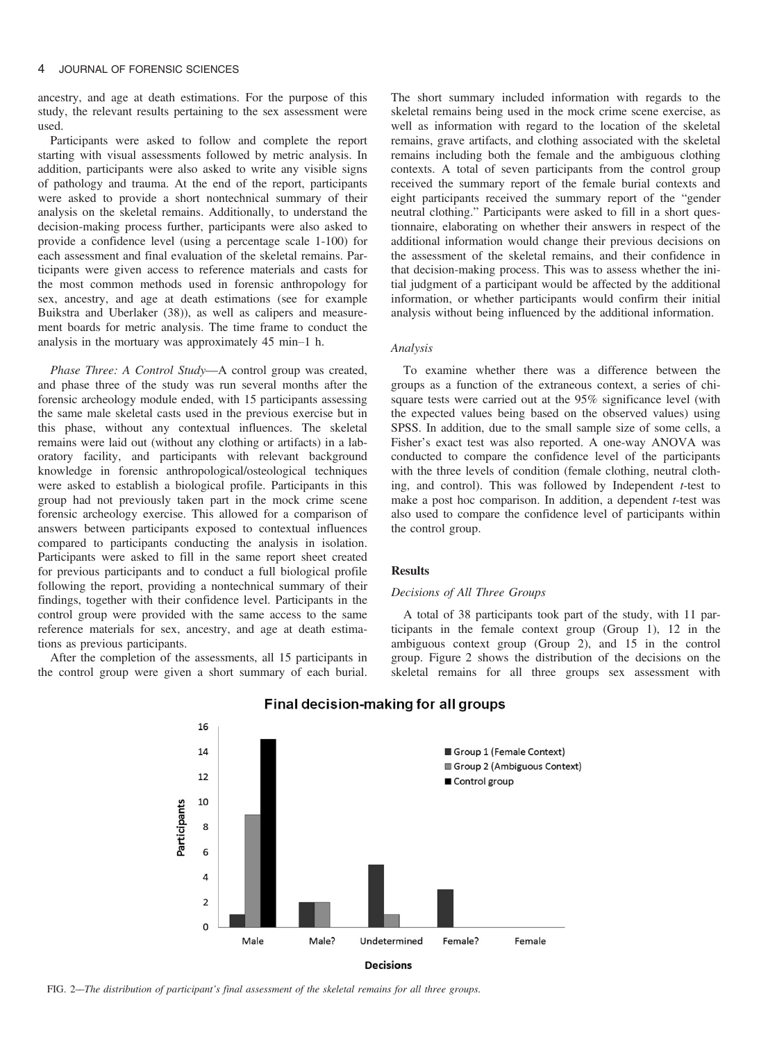ancestry, and age at death estimations. For the purpose of this study, the relevant results pertaining to the sex assessment were used.

Participants were asked to follow and complete the report starting with visual assessments followed by metric analysis. In addition, participants were also asked to write any visible signs of pathology and trauma. At the end of the report, participants were asked to provide a short nontechnical summary of their analysis on the skeletal remains. Additionally, to understand the decision-making process further, participants were also asked to provide a confidence level (using a percentage scale 1-100) for each assessment and final evaluation of the skeletal remains. Participants were given access to reference materials and casts for the most common methods used in forensic anthropology for sex, ancestry, and age at death estimations (see for example Buikstra and Uberlaker (38)), as well as calipers and measurement boards for metric analysis. The time frame to conduct the analysis in the mortuary was approximately 45 min–1 h.

*Phase Three: A Control Study*—A control group was created, and phase three of the study was run several months after the forensic archeology module ended, with 15 participants assessing the same male skeletal casts used in the previous exercise but in this phase, without any contextual influences. The skeletal remains were laid out (without any clothing or artifacts) in a laboratory facility, and participants with relevant background knowledge in forensic anthropological/osteological techniques were asked to establish a biological profile. Participants in this group had not previously taken part in the mock crime scene forensic archeology exercise. This allowed for a comparison of answers between participants exposed to contextual influences compared to participants conducting the analysis in isolation. Participants were asked to fill in the same report sheet created for previous participants and to conduct a full biological profile following the report, providing a nontechnical summary of their findings, together with their confidence level. Participants in the control group were provided with the same access to the same reference materials for sex, ancestry, and age at death estimations as previous participants.

After the completion of the assessments, all 15 participants in the control group were given a short summary of each burial. The short summary included information with regards to the skeletal remains being used in the mock crime scene exercise, as well as information with regard to the location of the skeletal remains, grave artifacts, and clothing associated with the skeletal remains including both the female and the ambiguous clothing contexts. A total of seven participants from the control group received the summary report of the female burial contexts and eight participants received the summary report of the "gender neutral clothing." Participants were asked to fill in a short questionnaire, elaborating on whether their answers in respect of the additional information would change their previous decisions on the assessment of the skeletal remains, and their confidence in that decision-making process. This was to assess whether the initial judgment of a participant would be affected by the additional information, or whether participants would confirm their initial analysis without being influenced by the additional information.

### *Analysis*

To examine whether there was a difference between the groups as a function of the extraneous context, a series of chi-square tests were carried out at the 95% significance level (with the expected values being based on the observed values) using SPSS. In addition, due to the small sample size of some cells, a Fisher's exact test was also reported. A one-way ANOVA was conducted to compare the confidence level of the participants with the three levels of condition (female clothing, neutral clothing, and control). This was followed by Independent *t*-test to make a post hoc comparison. In addition, a dependent *t*-test was also used to compare the confidence level of participants within the control group.

## Results

### *Decisions of All Three Groups*

A total of 38 participants took part of the study, with 11 participants in the female context group (Group 1), 12 in the ambiguous context group (Group 2), and 15 in the control group. Figure 2 shows the distribution of the decisions on the skeletal remains for all three groups sex assessment with

**Final decision-making for all groups**

| Decisions | Group 1 (Female Context) | Group 2 (Ambiguous Context) | Control group |
|---|---|---|---|
| Male | 1 | 9 | 15 |
| Male? | 2 | 2 | 0 |
| Undetermined | 5 | 1 | 0 |
| Female? | 3 | 0 | 0 |
| Female | 0 | 0 | 0 |

FIG. 2—*The distribution of participant's final assessment of the skeletal remains for all three groups.*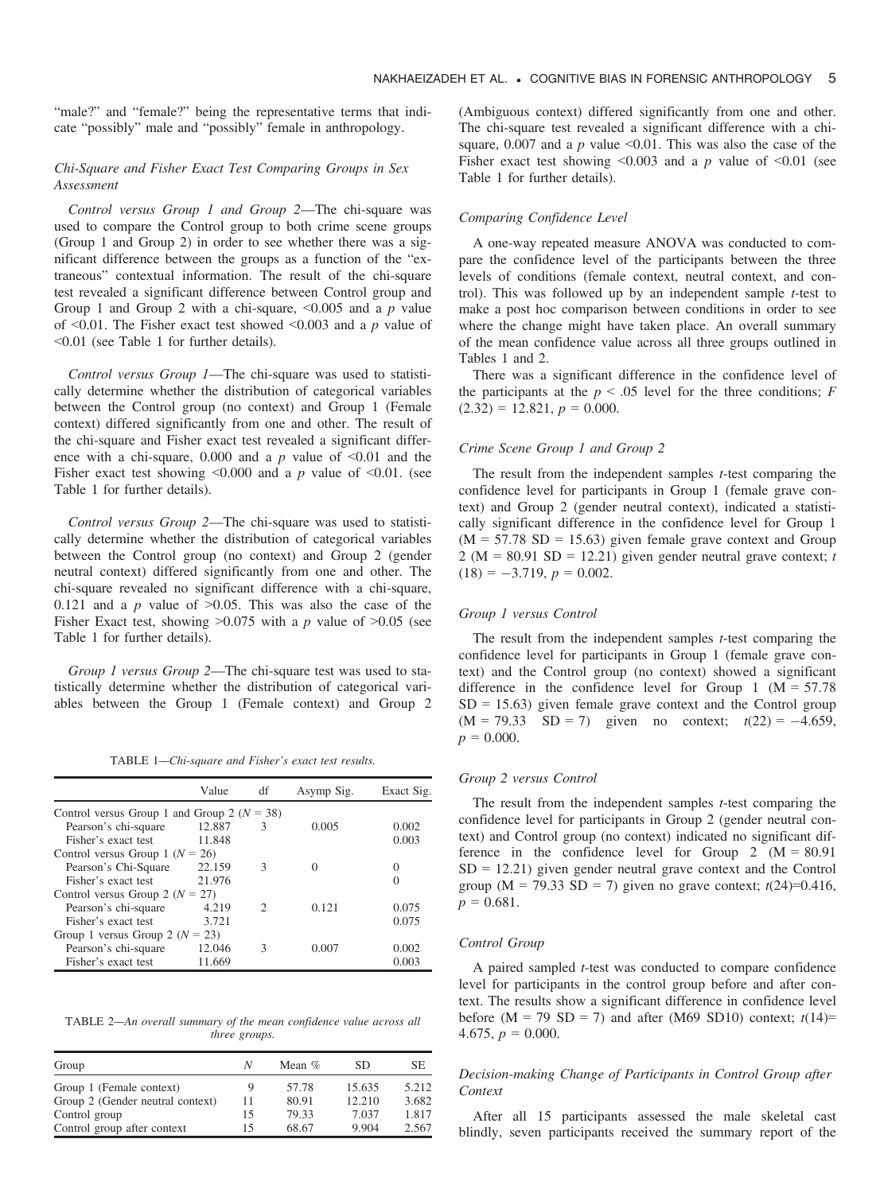"male?" and "female?" being the representative terms that indicate "possibly" male and "possibly" female in anthropology.

### Chi-Square and Fisher Exact Test Comparing Groups in Sex Assessment

*Control versus Group 1 and Group 2*—The chi-square was used to compare the Control group to both crime scene groups (Group 1 and Group 2) in order to see whether there was a significant difference between the groups as a function of the "extraneous" contextual information. The result of the chi-square test revealed a significant difference between Control group and Group 1 and Group 2 with a chi-square, <0.005 and a $p$ value of <0.01. The Fisher exact test showed <0.003 and a $p$ value of <0.01 (see Table 1 for further details).

*Control versus Group 1*—The chi-square was used to statistically determine whether the distribution of categorical variables between the Control group (no context) and Group 1 (Female context) differed significantly from one and other. The result of the chi-square and Fisher exact test revealed a significant difference with a chi-square, 0.000 and a $p$ value of <0.01 and the Fisher exact test showing <0.000 and a $p$ value of <0.01. (see Table 1 for further details).

*Control versus Group 2*—The chi-square was used to statistically determine whether the distribution of categorical variables between the Control group (no context) and Group 2 (gender neutral context) differed significantly from one and other. The chi-square revealed no significant difference with a chi-square, 0.121 and a $p$ value of >0.05. This was also the case of the Fisher Exact test, showing >0.075 with a $p$ value of >0.05 (see Table 1 for further details).

*Group 1 versus Group 2*—The chi-square test was used to statistically determine whether the distribution of categorical variables between the Group 1 (Female context) and Group 2 (Ambiguous context) differed significantly from one and other. The chi-square revealed a significant difference with a chi-square, 0.007 and a $p$ value <0.01. This was also the case of the Fisher exact test showing <0.003 and a $p$ value of <0.01 (see Table 1 for further details).

TABLE 1—*Chi-square and Fisher's exact test results.*

| | Value | df | Asymp Sig. | Exact Sig. |
|---|---|---|---|---|
| Control versus Group 1 and Group 2 ($N$ = 38) | | | | |
| Pearson's chi-square | 12.887 | 3 | 0.005 | 0.002 |
| Fisher's exact test | 11.848 | | | 0.003 |
| Control versus Group 1 ($N$ = 26) | | | | |
| Pearson's Chi-Square | 22.159 | 3 | 0 | 0 |
| Fisher's exact test | 21.976 | | | 0 |
| Control versus Group 2 ($N$ = 27) | | | | |
| Pearson's chi-square | 4.219 | 2 | 0.121 | 0.075 |
| Fisher's exact test | 3.721 | | | 0.075 |
| Group 1 versus Group 2 ($N$ = 23) | | | | |
| Pearson's chi-square | 12.046 | 3 | 0.007 | 0.002 |
| Fisher's exact test | 11.669 | | | 0.003 |

TABLE 2—*An overall summary of the mean confidence value across all three groups.*

| Group | $N$ | Mean % | SD | SE |
|---|---|---|---|---|
| Group 1 (Female context) | 9 | 57.78 | 15.635 | 5.212 |
| Group 2 (Gender neutral context) | 11 | 80.91 | 12.210 | 3.682 |
| Control group | 15 | 79.33 | 7.037 | 1.817 |
| Control group after context | 15 | 68.67 | 9.904 | 2.567 |

### Comparing Confidence Level

A one-way repeated measure ANOVA was conducted to compare the confidence level of the participants between the three levels of conditions (female context, neutral context, and control). This was followed up by an independent sample $t$-test to make a post hoc comparison between conditions in order to see where the change might have taken place. An overall summary of the mean confidence value across all three groups outlined in Tables 1 and 2.

There was a significant difference in the confidence level of the participants at the $p < .05$ level for the three conditions; $F(2.32) = 12.821$, $p = 0.000$.

### Crime Scene Group 1 and Group 2

The result from the independent samples $t$-test comparing the confidence level for participants in Group 1 (female grave context) and Group 2 (gender neutral context), indicated a statistically significant difference in the confidence level for Group 1 (M = 57.78 SD = 15.63) given female grave context and Group 2 (M = 80.91 SD = 12.21) given gender neutral grave context; $t(18) = -3.719$, $p = 0.002$.

### Group 1 versus Control

The result from the independent samples $t$-test comparing the confidence level for participants in Group 1 (female grave context) and the Control group (no context) showed a significant difference in the confidence level for Group 1 (M = 57.78 SD = 15.63) given female grave context and the Control group (M = 79.33 SD = 7) given no context; $t(22) = -4.659$, $p = 0.000$.

### Group 2 versus Control

The result from the independent samples $t$-test comparing the confidence level for participants in Group 2 (gender neutral context) and Control group (no context) indicated no significant difference in the confidence level for Group 2 (M = 80.91 SD = 12.21) given gender neutral grave context and the Control group (M = 79.33 SD = 7) given no grave context; $t(24)=0.416$, $p = 0.681$.

### Control Group

A paired sampled $t$-test was conducted to compare confidence level for participants in the control group before and after context. The results show a significant difference in confidence level before (M = 79 SD = 7) and after (M69 SD10) context; $t(14)= 4.675$, $p = 0.000$.

### Decision-making Change of Participants in Control Group after Context

After all 15 participants assessed the male skeletal cast blindly, seven participants received the summary report of the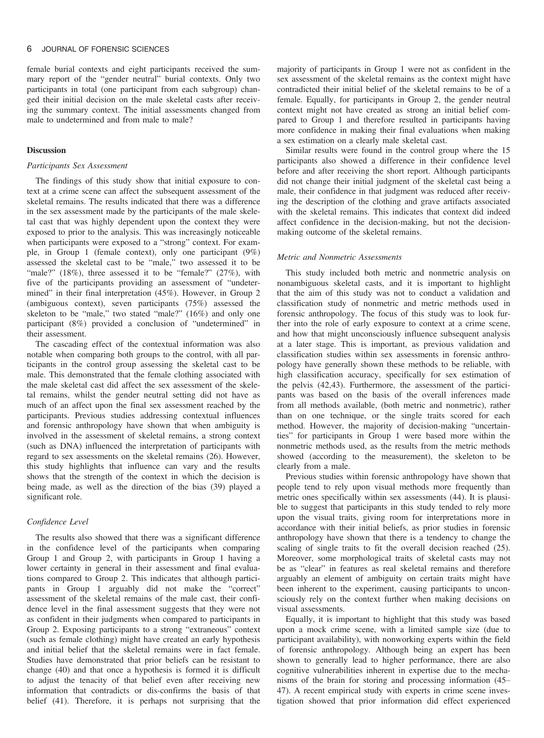female burial contexts and eight participants received the summary report of the "gender neutral" burial contexts. Only two participants in total (one participant from each subgroup) changed their initial decision on the male skeletal casts after receiving the summary context. The initial assessments changed from male to undetermined and from male to male?

## Discussion

### *Participants Sex Assessment*

The findings of this study show that initial exposure to context at a crime scene can affect the subsequent assessment of the skeletal remains. The results indicated that there was a difference in the sex assessment made by the participants of the male skeletal cast that was highly dependent upon the context they were exposed to prior to the analysis. This was increasingly noticeable when participants were exposed to a "strong" context. For example, in Group 1 (female context), only one participant (9%) assessed the skeletal cast to be "male," two assessed it to be "male?" (18%), three assessed it to be "female?" (27%), with five of the participants providing an assessment of "undetermined" in their final interpretation (45%). However, in Group 2 (ambiguous context), seven participants (75%) assessed the skeleton to be "male," two stated "male?" (16%) and only one participant (8%) provided a conclusion of "undetermined" in their assessment.

The cascading effect of the contextual information was also notable when comparing both groups to the control, with all participants in the control group assessing the skeletal cast to be male. This demonstrated that the female clothing associated with the male skeletal cast did affect the sex assessment of the skeletal remains, whilst the gender neutral setting did not have as much of an affect upon the final sex assessment reached by the participants. Previous studies addressing contextual influences and forensic anthropology have shown that when ambiguity is involved in the assessment of skeletal remains, a strong context (such as DNA) influenced the interpretation of participants with regard to sex assessments on the skeletal remains (26). However, this study highlights that influence can vary and the results shows that the strength of the context in which the decision is being made, as well as the direction of the bias (39) played a significant role.

### *Confidence Level*

The results also showed that there was a significant difference in the confidence level of the participants when comparing Group 1 and Group 2, with participants in Group 1 having a lower certainty in general in their assessment and final evaluations compared to Group 2. This indicates that although participants in Group 1 arguably did not make the "correct" assessment of the skeletal remains of the male cast, their confidence level in the final assessment suggests that they were not as confident in their judgments when compared to participants in Group 2. Exposing participants to a strong "extraneous" context (such as female clothing) might have created an early hypothesis and initial belief that the skeletal remains were in fact female. Studies have demonstrated that prior beliefs can be resistant to change (40) and that once a hypothesis is formed it is difficult to adjust the tenacity of that belief even after receiving new information that contradicts or dis-confirms the basis of that belief (41). Therefore, it is perhaps not surprising that the majority of participants in Group 1 were not as confident in the sex assessment of the skeletal remains as the context might have contradicted their initial belief of the skeletal remains to be of a female. Equally, for participants in Group 2, the gender neutral context might not have created as strong an initial belief compared to Group 1 and therefore resulted in participants having more confidence in making their final evaluations when making a sex estimation on a clearly male skeletal cast.

Similar results were found in the control group where the 15 participants also showed a difference in their confidence level before and after receiving the short report. Although participants did not change their initial judgment of the skeletal cast being a male, their confidence in that judgment was reduced after receiving the description of the clothing and grave artifacts associated with the skeletal remains. This indicates that context did indeed affect confidence in the decision-making, but not the decision-making outcome of the skeletal remains.

### *Metric and Nonmetric Assessments*

This study included both metric and nonmetric analysis on nonambiguous skeletal casts, and it is important to highlight that the aim of this study was not to conduct a validation and classification study of nonmetric and metric methods used in forensic anthropology. The focus of this study was to look further into the role of early exposure to context at a crime scene, and how that might unconsciously influence subsequent analysis at a later stage. This is important, as previous validation and classification studies within sex assessments in forensic anthropology have generally shown these methods to be reliable, with high classification accuracy, specifically for sex estimation of the pelvis (42,43). Furthermore, the assessment of the participants was based on the basis of the overall inferences made from all methods available, (both metric and nonmetric), rather than on one technique, or the single traits scored for each method. However, the majority of decision-making "uncertainties" for participants in Group 1 were based more within the nonmetric methods used, as the results from the metric methods showed (according to the measurement), the skeleton to be clearly from a male.

Previous studies within forensic anthropology have shown that people tend to rely upon visual methods more frequently than metric ones specifically within sex assessments (44). It is plausible to suggest that participants in this study tended to rely more upon the visual traits, giving room for interpretations more in accordance with their initial beliefs, as prior studies in forensic anthropology have shown that there is a tendency to change the scaling of single traits to fit the overall decision reached (25). Moreover, some morphological traits of skeletal casts may not be as "clear" in features as real skeletal remains and therefore arguably an element of ambiguity on certain traits might have been inherent to the experiment, causing participants to unconsciously rely on the context further when making decisions on visual assessments.

Equally, it is important to highlight that this study was based upon a mock crime scene, with a limited sample size (due to participant availability), with nonworking experts within the field of forensic anthropology. Although being an expert has been shown to generally lead to higher performance, there are also cognitive vulnerabilities inherent in expertise due to the mechanisms of the brain for storing and processing information (45–47). A recent empirical study with experts in crime scene investigation showed that prior information did effect experienced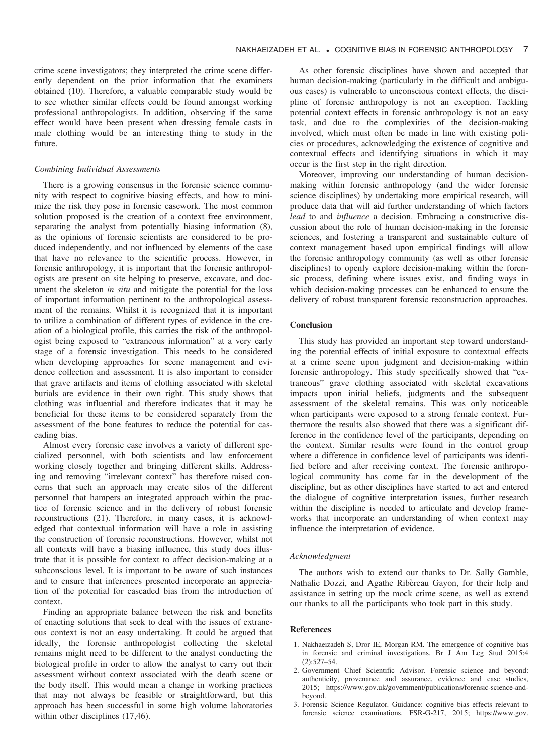crime scene investigators; they interpreted the crime scene differently dependent on the prior information that the examiners obtained (10). Therefore, a valuable comparable study would be to see whether similar effects could be found amongst working professional anthropologists. In addition, observing if the same effect would have been present when dressing female casts in male clothing would be an interesting thing to study in the future.

### *Combining Individual Assessments*

There is a growing consensus in the forensic science community with respect to cognitive biasing effects, and how to minimize the risk they pose in forensic casework. The most common solution proposed is the creation of a context free environment, separating the analyst from potentially biasing information (8), as the opinions of forensic scientists are considered to be produced independently, and not influenced by elements of the case that have no relevance to the scientific process. However, in forensic anthropology, it is important that the forensic anthropologists are present on site helping to preserve, excavate, and document the skeleton *in situ* and mitigate the potential for the loss of important information pertinent to the anthropological assessment of the remains. Whilst it is recognized that it is important to utilize a combination of different types of evidence in the creation of a biological profile, this carries the risk of the anthropologist being exposed to "extraneous information" at a very early stage of a forensic investigation. This needs to be considered when developing approaches for scene management and evidence collection and assessment. It is also important to consider that grave artifacts and items of clothing associated with skeletal burials are evidence in their own right. This study shows that clothing was influential and therefore indicates that it may be beneficial for these items to be considered separately from the assessment of the bone features to reduce the potential for cascading bias.

Almost every forensic case involves a variety of different specialized personnel, with both scientists and law enforcement working closely together and bringing different skills. Addressing and removing "irrelevant context" has therefore raised concerns that such an approach may create silos of the different personnel that hampers an integrated approach within the practice of forensic science and in the delivery of robust forensic reconstructions (21). Therefore, in many cases, it is acknowledged that contextual information will have a role in assisting the construction of forensic reconstructions. However, whilst not all contexts will have a biasing influence, this study does illustrate that it is possible for context to affect decision-making at a subconscious level. It is important to be aware of such instances and to ensure that inferences presented incorporate an appreciation of the potential for cascaded bias from the introduction of context.

Finding an appropriate balance between the risk and benefits of enacting solutions that seek to deal with the issues of extraneous context is not an easy undertaking. It could be argued that ideally, the forensic anthropologist collecting the skeletal remains might need to be different to the analyst conducting the biological profile in order to allow the analyst to carry out their assessment without context associated with the death scene or the body itself. This would mean a change in working practices that may not always be feasible or straightforward, but this approach has been successful in some high volume laboratories within other disciplines (17,46).

As other forensic disciplines have shown and accepted that human decision-making (particularly in the difficult and ambiguous cases) is vulnerable to unconscious context effects, the discipline of forensic anthropology is not an exception. Tackling potential context effects in forensic anthropology is not an easy task, and due to the complexities of the decision-making involved, which must often be made in line with existing policies or procedures, acknowledging the existence of cognitive and contextual effects and identifying situations in which it may occur is the first step in the right direction.

Moreover, improving our understanding of human decision-making within forensic anthropology (and the wider forensic science disciplines) by undertaking more empirical research, will produce data that will aid further understanding of which factors *lead* to and *influence* a decision. Embracing a constructive discussion about the role of human decision-making in the forensic sciences, and fostering a transparent and sustainable culture of context management based upon empirical findings will allow the forensic anthropology community (as well as other forensic disciplines) to openly explore decision-making within the forensic process, defining where issues exist, and finding ways in which decision-making processes can be enhanced to ensure the delivery of robust transparent forensic reconstruction approaches.

## Conclusion

This study has provided an important step toward understanding the potential effects of initial exposure to contextual effects at a crime scene upon judgment and decision-making within forensic anthropology. This study specifically showed that "extraneous" grave clothing associated with skeletal excavations impacts upon initial beliefs, judgments and the subsequent assessment of the skeletal remains. This was only noticeable when participants were exposed to a strong female context. Furthermore the results also showed that there was a significant difference in the confidence level of the participants, depending on the context. Similar results were found in the control group where a difference in confidence level of participants was identified before and after receiving context. The forensic anthropological community has come far in the development of the discipline, but as other disciplines have started to act and entered the dialogue of cognitive interpretation issues, further research within the discipline is needed to articulate and develop frameworks that incorporate an understanding of when context may influence the interpretation of evidence.

### *Acknowledgment*

The authors wish to extend our thanks to Dr. Sally Gamble, Nathalie Dozzi, and Agathe Ribèreau Gayon, for their help and assistance in setting up the mock crime scene, as well as extend our thanks to all the participants who took part in this study.

## References

1. Nakhaeizadeh S, Dror IE, Morgan RM. The emergence of cognitive bias in forensic and criminal investigations. Br J Am Leg Stud 2015;4 (2):527–54.
2. Government Chief Scientific Advisor. Forensic science and beyond: authenticity, provenance and assurance, evidence and case studies, 2015; https://www.gov.uk/government/publications/forensic-science-and-beyond.
3. Forensic Science Regulator. Guidance: cognitive bias effects relevant to forensic science examinations. FSR-G-217, 2015; https://www.gov.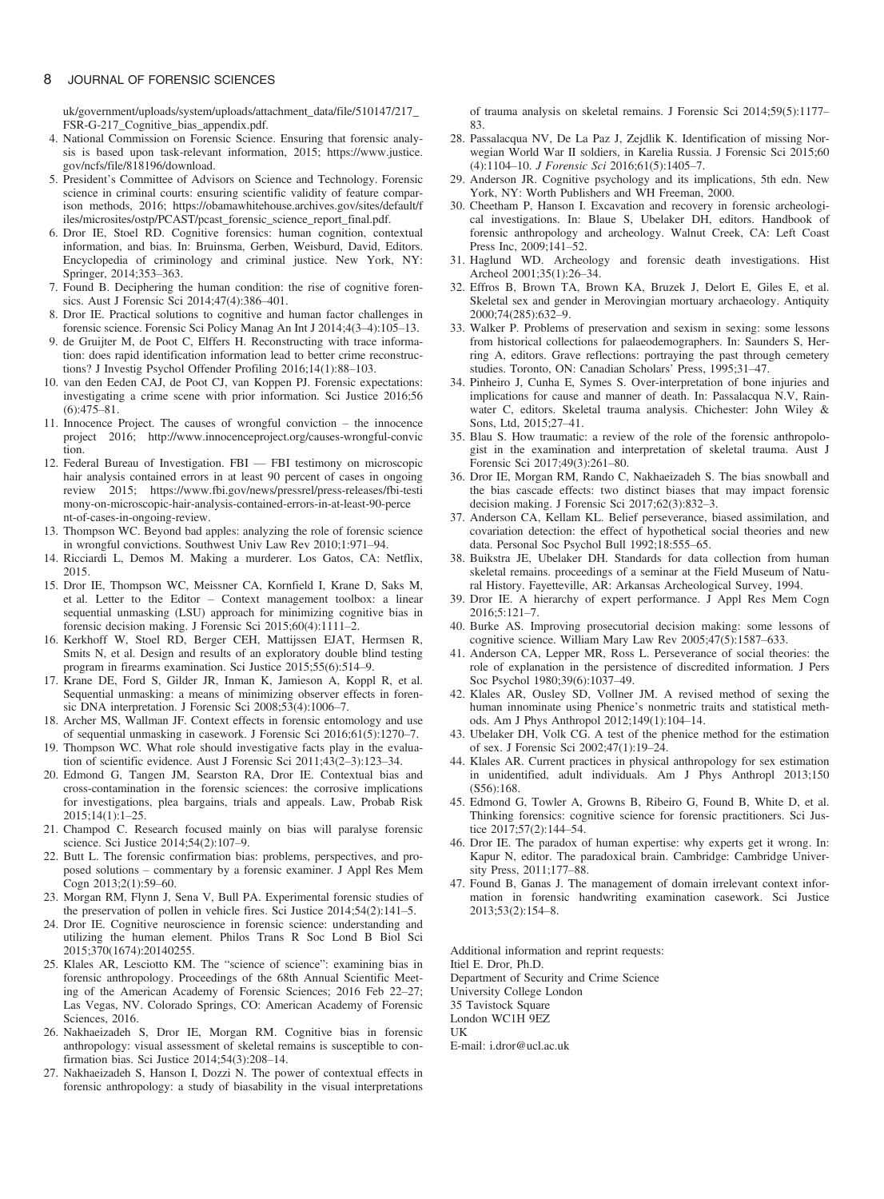uk/government/uploads/system/uploads/attachment_data/file/510147/217_FSR-G-217_Cognitive_bias_appendix.pdf.

4. National Commission on Forensic Science. Ensuring that forensic analysis is based upon task-relevant information, 2015; https://www.justice.gov/ncfs/file/818196/download.
5. President's Committee of Advisors on Science and Technology. Forensic science in criminal courts: ensuring scientific validity of feature comparison methods, 2016; https://obamawhitehouse.archives.gov/sites/default/files/microsites/ostp/PCAST/pcast_forensic_science_report_final.pdf.
6. Dror IE, Stoel RD. Cognitive forensics: human cognition, contextual information, and bias. In: Bruinsma, Gerben, Weisburd, David, Editors. Encyclopedia of criminology and criminal justice. New York, NY: Springer, 2014;353–363.
7. Found B. Deciphering the human condition: the rise of cognitive forensics. Aust J Forensic Sci 2014;47(4):386–401.
8. Dror IE. Practical solutions to cognitive and human factor challenges in forensic science. Forensic Sci Policy Manag An Int J 2014;4(3–4):105–13.
9. de Gruijter M, de Poot C, Elffers H. Reconstructing with trace information: does rapid identification information lead to better crime reconstructions? J Investig Psychol Offender Profiling 2016;14(1):88–103.
10. van den Eeden CAJ, de Poot CJ, van Koppen PJ. Forensic expectations: investigating a crime scene with prior information. Sci Justice 2016;56(6):475–81.
11. Innocence Project. The causes of wrongful conviction – the innocence project 2016; http://www.innocenceproject.org/causes-wrongful-conviction.
12. Federal Bureau of Investigation. FBI — FBI testimony on microscopic hair analysis contained errors in at least 90 percent of cases in ongoing review 2015; https://www.fbi.gov/news/pressrel/press-releases/fbi-testimony-on-microscopic-hair-analysis-contained-errors-in-at-least-90-percent-of-cases-in-ongoing-review.
13. Thompson WC. Beyond bad apples: analyzing the role of forensic science in wrongful convictions. Southwest Univ Law Rev 2010;1:971–94.
14. Ricciardi L, Demos M. Making a murderer. Los Gatos, CA: Netflix, 2015.
15. Dror IE, Thompson WC, Meissner CA, Kornfield I, Krane D, Saks M, et al. Letter to the Editor – Context management toolbox: a linear sequential unmasking (LSU) approach for minimizing cognitive bias in forensic decision making. J Forensic Sci 2015;60(4):1111–2.
16. Kerkhoff W, Stoel RD, Berger CEH, Mattijssen EJAT, Hermsen R, Smits N, et al. Design and results of an exploratory double blind testing program in firearms examination. Sci Justice 2015;55(6):514–9.
17. Krane DE, Ford S, Gilder JR, Inman K, Jamieson A, Koppl R, et al. Sequential unmasking: a means of minimizing observer effects in forensic DNA interpretation. J Forensic Sci 2008;53(4):1006–7.
18. Archer MS, Wallman JF. Context effects in forensic entomology and use of sequential unmasking in casework. J Forensic Sci 2016;61(5):1270–7.
19. Thompson WC. What role should investigative facts play in the evaluation of scientific evidence. Aust J Forensic Sci 2011;43(2–3):123–34.
20. Edmond G, Tangen JM, Searston RA, Dror IE. Contextual bias and cross-contamination in the forensic sciences: the corrosive implications for investigations, plea bargains, trials and appeals. Law, Probab Risk 2015;14(1):1–25.
21. Champod C. Research focused mainly on bias will paralyse forensic science. Sci Justice 2014;54(2):107–9.
22. Butt L. The forensic confirmation bias: problems, perspectives, and proposed solutions – commentary by a forensic examiner. J Appl Res Mem Cogn 2013;2(1):59–60.
23. Morgan RM, Flynn J, Sena V, Bull PA. Experimental forensic studies of the preservation of pollen in vehicle fires. Sci Justice 2014;54(2):141–5.
24. Dror IE. Cognitive neuroscience in forensic science: understanding and utilizing the human element. Philos Trans R Soc Lond B Biol Sci 2015;370(1674):20140255.
25. Klales AR, Lesciotto KM. The "science of science": examining bias in forensic anthropology. Proceedings of the 68th Annual Scientific Meeting of the American Academy of Forensic Sciences; 2016 Feb 22–27; Las Vegas, NV. Colorado Springs, CO: American Academy of Forensic Sciences, 2016.
26. Nakhaeizadeh S, Dror IE, Morgan RM. Cognitive bias in forensic anthropology: visual assessment of skeletal remains is susceptible to confirmation bias. Sci Justice 2014;54(3):208–14.
27. Nakhaeizadeh S, Hanson I, Dozzi N. The power of contextual effects in forensic anthropology: a study of biasability in the visual interpretations of trauma analysis on skeletal remains. J Forensic Sci 2014;59(5):1177–83.
28. Passalacqua NV, De La Paz J, Zejdlik K. Identification of missing Norwegian World War II soldiers, in Karelia Russia. J Forensic Sci 2015;60(4):1104–10. *J Forensic Sci* 2016;61(5):1405–7.
29. Anderson JR. Cognitive psychology and its implications, 5th edn. New York, NY: Worth Publishers and WH Freeman, 2000.
30. Cheetham P, Hanson I. Excavation and recovery in forensic archeological investigations. In: Blaue S, Ubelaker DH, editors. Handbook of forensic anthropology and archeology. Walnut Creek, CA: Left Coast Press Inc, 2009;141–52.
31. Haglund WD. Archeology and forensic death investigations. Hist Archeol 2001;35(1):26–34.
32. Effros B, Brown TA, Brown KA, Bruzek J, Delort E, Giles E, et al. Skeletal sex and gender in Merovingian mortuary archaeology. Antiquity 2000;74(285):632–9.
33. Walker P. Problems of preservation and sexism in sexing: some lessons from historical collections for palaeodemographers. In: Saunders S, Herring A, editors. Grave reflections: portraying the past through cemetery studies. Toronto, ON: Canadian Scholars' Press, 1995;31–47.
34. Pinheiro J, Cunha E, Symes S. Over-interpretation of bone injuries and implications for cause and manner of death. In: Passalacqua N.V, Rainwater C, editors. Skeletal trauma analysis. Chichester: John Wiley & Sons, Ltd, 2015;27–41.
35. Blau S. How traumatic: a review of the role of the forensic anthropologist in the examination and interpretation of skeletal trauma. Aust J Forensic Sci 2017;49(3):261–80.
36. Dror IE, Morgan RM, Rando C, Nakhaeizadeh S. The bias snowball and the bias cascade effects: two distinct biases that may impact forensic decision making. J Forensic Sci 2017;62(3):832–3.
37. Anderson CA, Kellam KL. Belief perseverance, biased assimilation, and covariation detection: the effect of hypothetical social theories and new data. Personal Soc Psychol Bull 1992;18:555–65.
38. Buikstra JE, Ubelaker DH. Standards for data collection from human skeletal remains. proceedings of a seminar at the Field Museum of Natural History. Fayetteville, AR: Arkansas Archeological Survey, 1994.
39. Dror IE. A hierarchy of expert performance. J Appl Res Mem Cogn 2016;5:121–7.
40. Burke AS. Improving prosecutorial decision making: some lessons of cognitive science. William Mary Law Rev 2005;47(5):1587–633.
41. Anderson CA, Lepper MR, Ross L. Perseverance of social theories: the role of explanation in the persistence of discredited information. J Pers Soc Psychol 1980;39(6):1037–49.
42. Klales AR, Ousley SD, Vollner JM. A revised method of sexing the human innominate using Phenice's nonmetric traits and statistical methods. Am J Phys Anthropol 2012;149(1):104–14.
43. Ubelaker DH, Volk CG. A test of the phenice method for the estimation of sex. J Forensic Sci 2002;47(1):19–24.
44. Klales AR. Current practices in physical anthropology for sex estimation in unidentified, adult individuals. Am J Phys Anthropl 2013;150(S56):168.
45. Edmond G, Towler A, Growns B, Ribeiro G, Found B, White D, et al. Thinking forensics: cognitive science for forensic practitioners. Sci Justice 2017;57(2):144–54.
46. Dror IE. The paradox of human expertise: why experts get it wrong. In: Kapur N, editor. The paradoxical brain. Cambridge: Cambridge University Press, 2011;177–88.
47. Found B, Ganas J. The management of domain irrelevant context information in forensic handwriting examination casework. Sci Justice 2013;53(2):154–8.

Additional information and reprint requests:
Itiel E. Dror, Ph.D.
Department of Security and Crime Science
University College London
35 Tavistock Square
London WC1H 9EZ
UK
E-mail: i.dror@ucl.ac.uk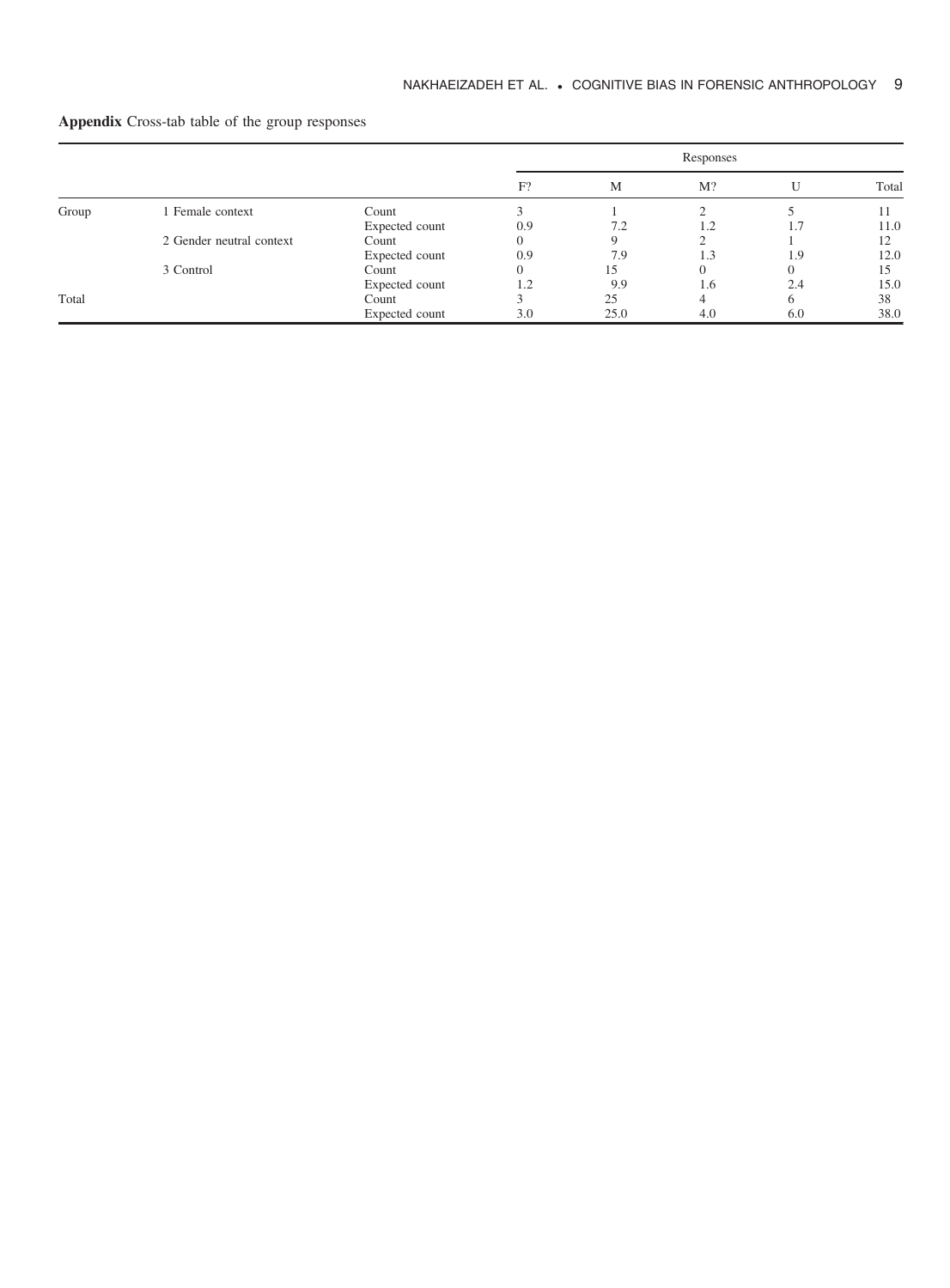**Appendix** Cross-tab table of the group responses

| | | | Responses | | | | |
|---|---|---|---|---|---|---|---|
| | | | F? | M | M? | U | Total |
| Group | 1 Female context | Count | 3 | 1 | 2 | 5 | 11 |
| | | Expected count | 0.9 | 7.2 | 1.2 | 1.7 | 11.0 |
| | 2 Gender neutral context | Count | 0 | 9 | 2 | 1 | 12 |
| | | Expected count | 0.9 | 7.9 | 1.3 | 1.9 | 12.0 |
| | 3 Control | Count | 0 | 15 | 0 | 0 | 15 |
| | | Expected count | 1.2 | 9.9 | 1.6 | 2.4 | 15.0 |
| Total | | Count | 3 | 25 | 4 | 6 | 38 |
| | | Expected count | 3.0 | 25.0 | 4.0 | 6.0 | 38.0 |